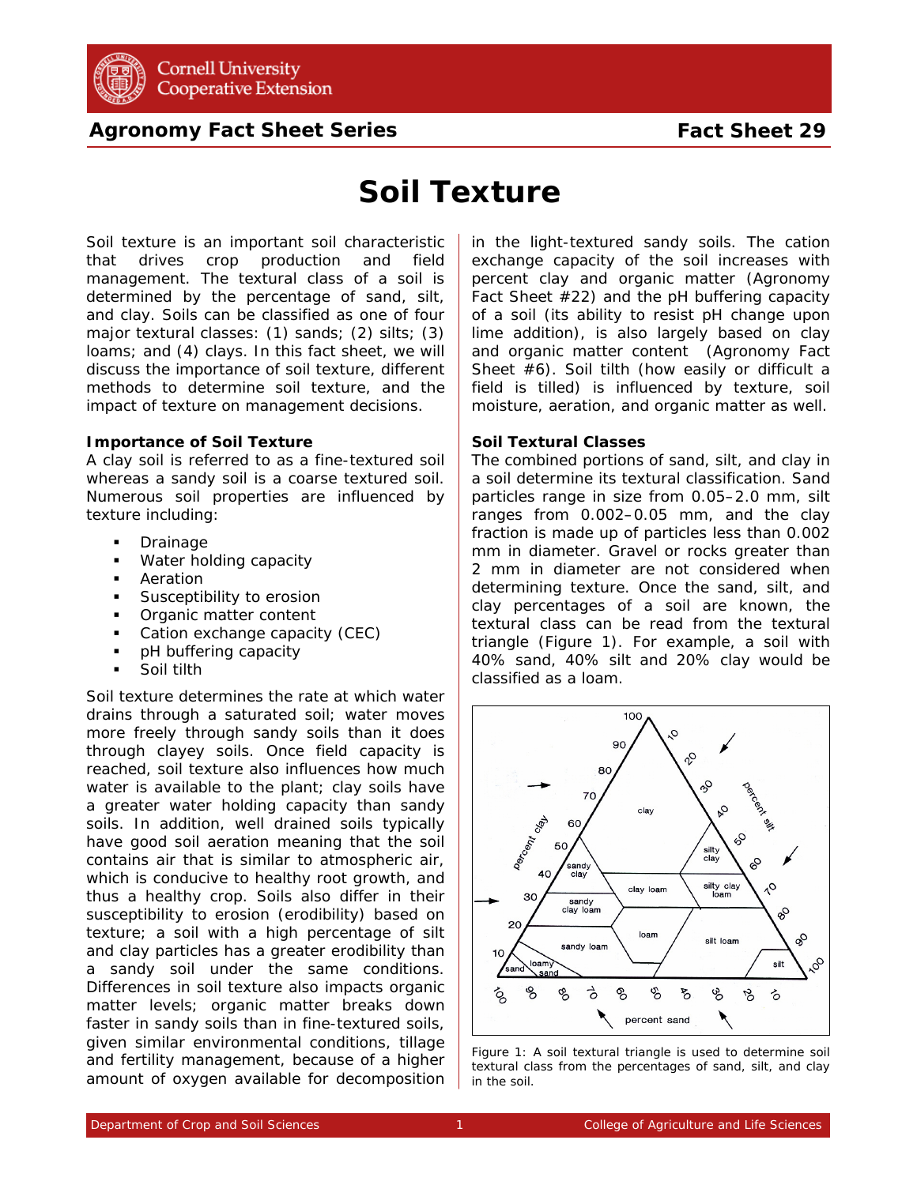Agronomy Fact Sheet Series — Fact Sheet 29

# Soil Texture

Soil texture is an important soil characteristic that drives crop production and field management. The textural class of a soil is determined by the percentage of sand, silt, and clay. Soils can be classified as one of four major textural classes: (1) sands; (2) silts; (3) loams; and (4) clays. In this fact sheet, we will discuss the importance of soil texture, different methods to determine soil texture, and the impact of texture on management decisions.

**Importance of Soil Texture**

A clay soil is referred to as a fine-textured soil whereas a sandy soil is a coarse textured soil. Numerous soil properties are influenced by texture including:

- Drainage
- Water holding capacity
- Aeration
- Susceptibility to erosion
- Organic matter content
- Cation exchange capacity (CEC)
- pH buffering capacity
- Soil tilth

Soil texture determines the rate at which water drains through a saturated soil; water moves more freely through sandy soils than it does through clayey soils. Once field capacity is reached, soil texture also influences how much water is available to the plant; clay soils have a greater water holding capacity than sandy soils. In addition, well drained soils typically have good soil aeration meaning that the soil contains air that is similar to atmospheric air, which is conducive to healthy root growth, and thus a healthy crop. Soils also differ in their susceptibility to erosion (erodibility) based on texture; a soil with a high percentage of silt and clay particles has a greater erodibility than a sandy soil under the same conditions. Differences in soil texture also impacts organic matter levels; organic matter breaks down faster in sandy soils than in fine-textured soils, given similar environmental conditions, tillage and fertility management, because of a higher amount of oxygen available for decomposition in the light-textured sandy soils. The cation exchange capacity of the soil increases with percent clay and organic matter (Agronomy Fact Sheet #22) and the pH buffering capacity of a soil (its ability to resist pH change upon lime addition), is also largely based on clay and organic matter content (Agronomy Fact Sheet #6). Soil tilth (how easily or difficult a field is tilled) is influenced by texture, soil moisture, aeration, and organic matter as well.

**Soil Textural Classes**

The combined portions of sand, silt, and clay in a soil determine its textural classification. Sand particles range in size from 0.05–2.0 mm, silt ranges from 0.002–0.05 mm, and the clay fraction is made up of particles less than 0.002 mm in diameter. Gravel or rocks greater than 2 mm in diameter are not considered when determining texture. Once the sand, silt, and clay percentages of a soil are known, the textural class can be read from the textural triangle (Figure 1). For example, a soil with 40% sand, 40% silt and 20% clay would be classified as a loam.

Figure 1: A soil textural triangle is used to determine soil textural class from the percentages of sand, silt, and clay in the soil.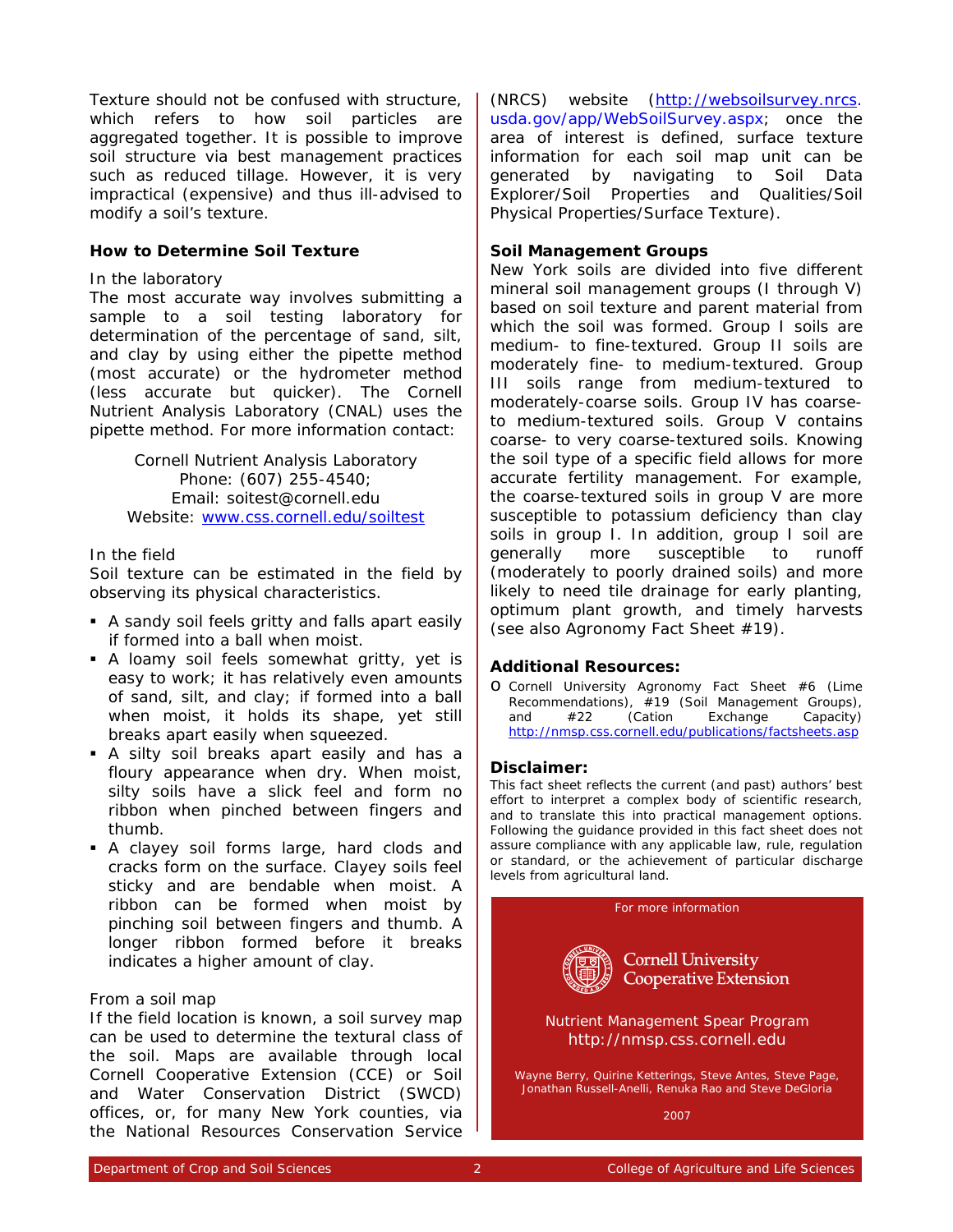Texture should not be confused with structure, which refers to how soil particles are aggregated together. It is possible to improve soil structure via best management practices such as reduced tillage. However, it is very impractical (expensive) and thus ill-advised to modify a soil's texture.

## How to Determine Soil Texture

In the laboratory

The most accurate way involves submitting a sample to a soil testing laboratory for determination of the percentage of sand, silt, and clay by using either the pipette method (most accurate) or the hydrometer method (less accurate but quicker). The Cornell Nutrient Analysis Laboratory (CNAL) uses the pipette method. For more information contact:

Cornell Nutrient Analysis Laboratory
Phone: (607) 255-4540;
Email: soitest@cornell.edu
Website: www.css.cornell.edu/soiltest

In the field

Soil texture can be estimated in the field by observing its physical characteristics.

- A sandy soil feels gritty and falls apart easily if formed into a ball when moist.
- A loamy soil feels somewhat gritty, yet is easy to work; it has relatively even amounts of sand, silt, and clay; if formed into a ball when moist, it holds its shape, yet still breaks apart easily when squeezed.
- A silty soil breaks apart easily and has a floury appearance when dry. When moist, silty soils have a slick feel and form no ribbon when pinched between fingers and thumb.
- A clayey soil forms large, hard clods and cracks form on the surface. Clayey soils feel sticky and are bendable when moist. A ribbon can be formed when moist by pinching soil between fingers and thumb. A longer ribbon formed before it breaks indicates a higher amount of clay.

From a soil map

If the field location is known, a soil survey map can be used to determine the textural class of the soil. Maps are available through local Cornell Cooperative Extension (CCE) or Soil and Water Conservation District (SWCD) offices, or, for many New York counties, via the National Resources Conservation Service (NRCS) website (http://websoilsurvey.nrcs.usda.gov/app/WebSoilSurvey.aspx; once the area of interest is defined, surface texture information for each soil map unit can be generated by navigating to Soil Data Explorer/Soil Properties and Qualities/Soil Physical Properties/Surface Texture).

## Soil Management Groups

New York soils are divided into five different mineral soil management groups (I through V) based on soil texture and parent material from which the soil was formed. Group I soils are medium- to fine-textured. Group II soils are moderately fine- to medium-textured. Group III soils range from medium-textured to moderately-coarse soils. Group IV has coarse- to medium-textured soils. Group V contains coarse- to very coarse-textured soils. Knowing the soil type of a specific field allows for more accurate fertility management. For example, the coarse-textured soils in group V are more susceptible to potassium deficiency than clay soils in group I. In addition, group I soil are generally more susceptible to runoff (moderately to poorly drained soils) and more likely to need tile drainage for early planting, optimum plant growth, and timely harvests (see also Agronomy Fact Sheet #19).

## Additional Resources:

- Cornell University Agronomy Fact Sheet #6 (Lime Recommendations), #19 (Soil Management Groups), and #22 (Cation Exchange Capacity) http://nmsp.css.cornell.edu/publications/factsheets.asp

## Disclaimer:

This fact sheet reflects the current (and past) authors' best effort to interpret a complex body of scientific research, and to translate this into practical management options. Following the guidance provided in this fact sheet does not assure compliance with any applicable law, rule, regulation or standard, or the achievement of particular discharge levels from agricultural land.

For more information

Cornell University Cooperative Extension

Nutrient Management Spear Program
http://nmsp.css.cornell.edu

Wayne Berry, Quirine Ketterings, Steve Antes, Steve Page, Jonathan Russell-Anelli, Renuka Rao and Steve DeGloria

2007